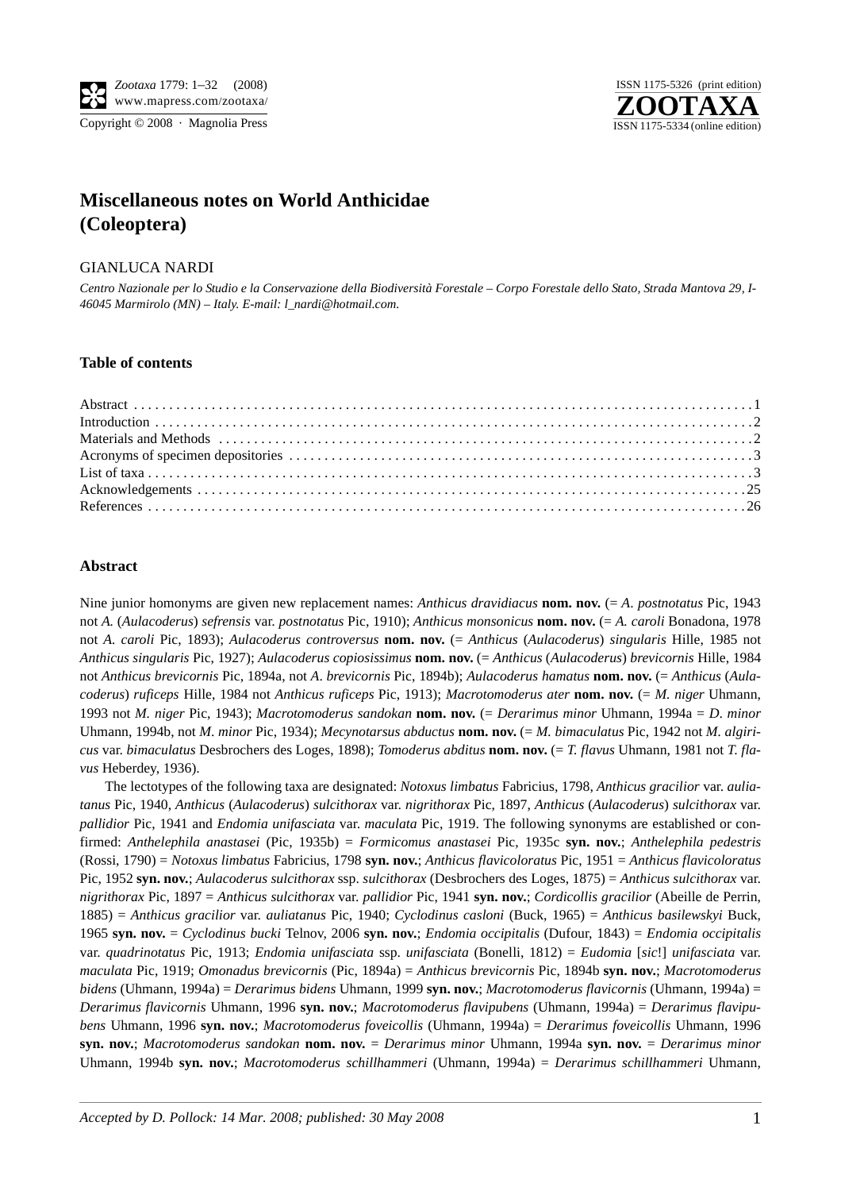# Miscellaneous notes on World Anthicidae (Coleoptera)

GIANLUCA NARDI

*Centro Nazionale per lo Studio e la Conservazione della Biodiversità Forestale – Corpo Forestale dello Stato, Strada Mantova 29, I-46045 Marmirolo (MN) – Italy. E-mail: l_nardi@hotmail.com.*

## Table of contents

Abstract . . . . . 1
Introduction . . . . . 2
Materials and Methods . . . . . 2
Acronyms of specimen depositories . . . . . 3
List of taxa . . . . . 3
Acknowledgements . . . . . 25
References . . . . . 26

## Abstract

Nine junior homonyms are given new replacement names: *Anthicus dravidiacus* **nom. nov.** (= *A. postnotatus* Pic, 1943 not *A.* (*Aulacoderus*) *sefrensis* var. *postnotatus* Pic, 1910); *Anthicus monsonicus* **nom. nov.** (= *A. caroli* Bonadona, 1978 not *A. caroli* Pic, 1893); *Aulacoderus controversus* **nom. nov.** (= *Anthicus* (*Aulacoderus*) *singularis* Hille, 1985 not *Anthicus singularis* Pic, 1927); *Aulacoderus copiosissimus* **nom. nov.** (= *Anthicus* (*Aulacoderus*) *brevicornis* Hille, 1984 not *Anthicus brevicornis* Pic, 1894a, not *A. brevicornis* Pic, 1894b); *Aulacoderus hamatus* **nom. nov.** (= *Anthicus* (*Aulacoderus*) *ruficeps* Hille, 1984 not *Anthicus ruficeps* Pic, 1913); *Macrotomoderus ater* **nom. nov.** (= *M. niger* Uhmann, 1993 not *M. niger* Pic, 1943); *Macrotomoderus sandokan* **nom. nov.** (= *Derarimus minor* Uhmann, 1994a = *D. minor* Uhmann, 1994b, not *M. minor* Pic, 1934); *Mecynotarsus abductus* **nom. nov.** (= *M. bimaculatus* Pic, 1942 not *M. algiricus* var. *bimaculatus* Desbrochers des Loges, 1898); *Tomoderus abditus* **nom. nov.** (= *T. flavus* Uhmann, 1981 not *T. flavus* Heberdey, 1936).

The lectotypes of the following taxa are designated: *Notoxus limbatus* Fabricius, 1798, *Anthicus gracilior* var. *auliatanus* Pic, 1940, *Anthicus* (*Aulacoderus*) *sulcithorax* var. *nigrithorax* Pic, 1897, *Anthicus* (*Aulacoderus*) *sulcithorax* var. *pallidior* Pic, 1941 and *Endomia unifasciata* var. *maculata* Pic, 1919. The following synonyms are established or confirmed: *Anthelephila anastasei* (Pic, 1935b) = *Formicomus anastasei* Pic, 1935c **syn. nov.**; *Anthelephila pedestris* (Rossi, 1790) = *Notoxus limbatus* Fabricius, 1798 **syn. nov.**; *Anthicus flavicoloratus* Pic, 1951 = *Anthicus flavicoloratus* Pic, 1952 **syn. nov.**; *Aulacoderus sulcithorax* ssp. *sulcithorax* (Desbrochers des Loges, 1875) = *Anthicus sulcithorax* var. *nigrithorax* Pic, 1897 = *Anthicus sulcithorax* var. *pallidior* Pic, 1941 **syn. nov.**; *Cordicollis gracilior* (Abeille de Perrin, 1885) = *Anthicus gracilior* var. *auliatanus* Pic, 1940; *Cyclodinus casloni* (Buck, 1965) = *Anthicus basilewskyi* Buck, 1965 **syn. nov.** = *Cyclodinus bucki* Telnov, 2006 **syn. nov.**; *Endomia occipitalis* (Dufour, 1843) = *Endomia occipitalis* var. *quadrinotatus* Pic, 1913; *Endomia unifasciata* ssp. *unifasciata* (Bonelli, 1812) = *Eudomia* [*sic*!] *unifasciata* var. *maculata* Pic, 1919; *Omonadus brevicornis* (Pic, 1894a) = *Anthicus brevicornis* Pic, 1894b **syn. nov.**; *Macrotomoderus bidens* (Uhmann, 1994a) = *Derarimus bidens* Uhmann, 1999 **syn. nov.**; *Macrotomoderus flavicornis* (Uhmann, 1994a) = *Derarimus flavicornis* Uhmann, 1996 **syn. nov.**; *Macrotomoderus flavipubens* (Uhmann, 1994a) = *Derarimus flavipubens* Uhmann, 1996 **syn. nov.**; *Macrotomoderus foveicollis* (Uhmann, 1994a) = *Derarimus foveicollis* Uhmann, 1996 **syn. nov.**; *Macrotomoderus sandokan* **nom. nov.** = *Derarimus minor* Uhmann, 1994a **syn. nov.** = *Derarimus minor* Uhmann, 1994b **syn. nov.**; *Macrotomoderus schillhammeri* (Uhmann, 1994a) = *Derarimus schillhammeri* Uhmann,

*Accepted by D. Pollock: 14 Mar. 2008; published: 30 May 2008*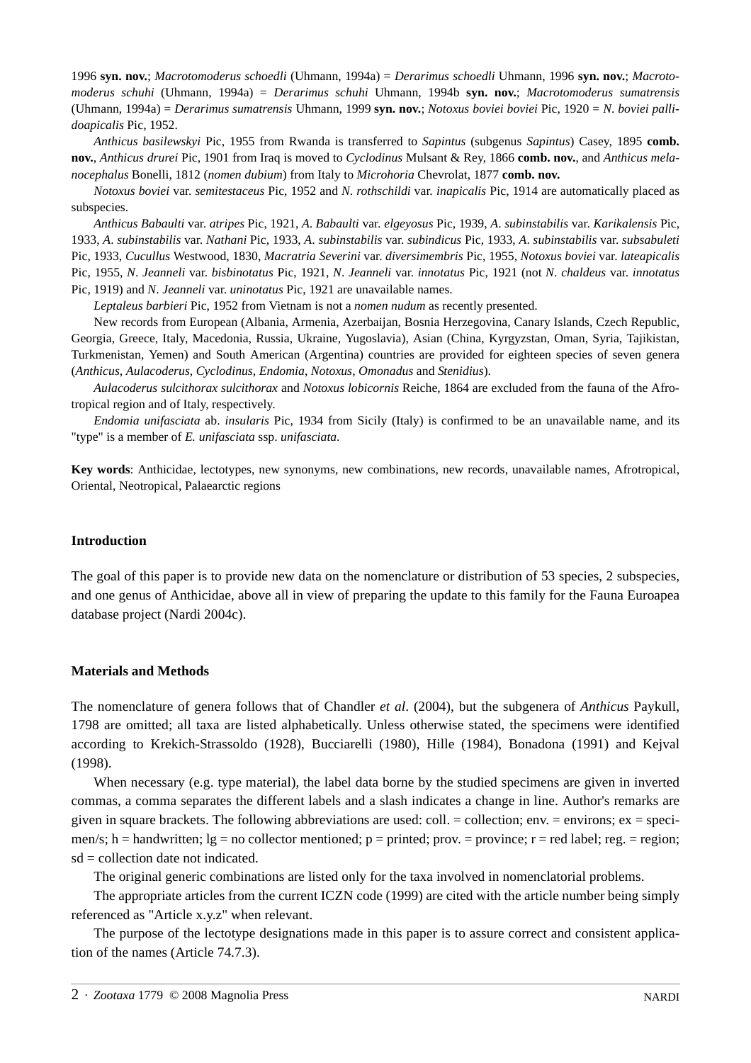1996 **syn. nov.**; *Macrotomoderus schoedli* (Uhmann, 1994a) = *Derarimus schoedli* Uhmann, 1996 **syn. nov.**; *Macrotomoderus schuhi* (Uhmann, 1994a) = *Derarimus schuhi* Uhmann, 1994b **syn. nov.**; *Macrotomoderus sumatrensis* (Uhmann, 1994a) = *Derarimus sumatrensis* Uhmann, 1999 **syn. nov.**; *Notoxus boviei boviei* Pic, 1920 = *N. boviei pallidoapicalis* Pic, 1952.

*Anthicus basilewskyi* Pic, 1955 from Rwanda is transferred to *Sapintus* (subgenus *Sapintus*) Casey, 1895 **comb. nov.**, *Anthicus drurei* Pic, 1901 from Iraq is moved to *Cyclodinus* Mulsant & Rey, 1866 **comb. nov.**, and *Anthicus melanocephalus* Bonelli, 1812 (*nomen dubium*) from Italy to *Microhoria* Chevrolat, 1877 **comb. nov.**

*Notoxus boviei* var. *semitestaceus* Pic, 1952 and *N. rothschildi* var. *inapicalis* Pic, 1914 are automatically placed as subspecies.

*Anthicus Babaulti* var. *atripes* Pic, 1921, *A. Babaulti* var. *elgeyosus* Pic, 1939, *A. subinstabilis* var. *Karikalensis* Pic, 1933, *A. subinstabilis* var. *Nathani* Pic, 1933, *A. subinstabilis* var. *subindicus* Pic, 1933, *A. subinstabilis* var. *subsabuleti* Pic, 1933, *Cucullus* Westwood, 1830, *Macratria Severini* var. *diversimembris* Pic, 1955, *Notoxus boviei* var. *lateapicalis* Pic, 1955, *N. Jeanneli* var. *bisbinotatus* Pic, 1921, *N. Jeanneli* var. *innotatus* Pic, 1921 (not *N. chaldeus* var. *innotatus* Pic, 1919) and *N. Jeanneli* var. *uninotatus* Pic, 1921 are unavailable names.

*Leptaleus barbieri* Pic, 1952 from Vietnam is not a *nomen nudum* as recently presented.

New records from European (Albania, Armenia, Azerbaijan, Bosnia Herzegovina, Canary Islands, Czech Republic, Georgia, Greece, Italy, Macedonia, Russia, Ukraine, Yugoslavia), Asian (China, Kyrgyzstan, Oman, Syria, Tajikistan, Turkmenistan, Yemen) and South American (Argentina) countries are provided for eighteen species of seven genera (*Anthicus*, *Aulacoderus*, *Cyclodinus*, *Endomia*, *Notoxus*, *Omonadus* and *Stenidius*).

*Aulacoderus sulcithorax sulcithorax* and *Notoxus lobicornis* Reiche, 1864 are excluded from the fauna of the Afrotropical region and of Italy, respectively.

*Endomia unifasciata* ab. *insularis* Pic, 1934 from Sicily (Italy) is confirmed to be an unavailable name, and its "type" is a member of *E. unifasciata* ssp. *unifasciata*.

**Key words**: Anthicidae, lectotypes, new synonyms, new combinations, new records, unavailable names, Afrotropical, Oriental, Neotropical, Palaearctic regions

## Introduction

The goal of this paper is to provide new data on the nomenclature or distribution of 53 species, 2 subspecies, and one genus of Anthicidae, above all in view of preparing the update to this family for the Fauna Euroapea database project (Nardi 2004c).

## Materials and Methods

The nomenclature of genera follows that of Chandler *et al*. (2004), but the subgenera of *Anthicus* Paykull, 1798 are omitted; all taxa are listed alphabetically. Unless otherwise stated, the specimens were identified according to Krekich-Strassoldo (1928), Bucciarelli (1980), Hille (1984), Bonadona (1991) and Kejval (1998).

When necessary (e.g. type material), the label data borne by the studied specimens are given in inverted commas, a comma separates the different labels and a slash indicates a change in line. Author's remarks are given in square brackets. The following abbreviations are used: coll. = collection; env. = environs; ex = specimen/s; h = handwritten; lg = no collector mentioned; p = printed; prov. = province; r = red label; reg. = region; sd = collection date not indicated.

The original generic combinations are listed only for the taxa involved in nomenclatorial problems.

The appropriate articles from the current ICZN code (1999) are cited with the article number being simply referenced as "Article x.y.z" when relevant.

The purpose of the lectotype designations made in this paper is to assure correct and consistent application of the names (Article 74.7.3).